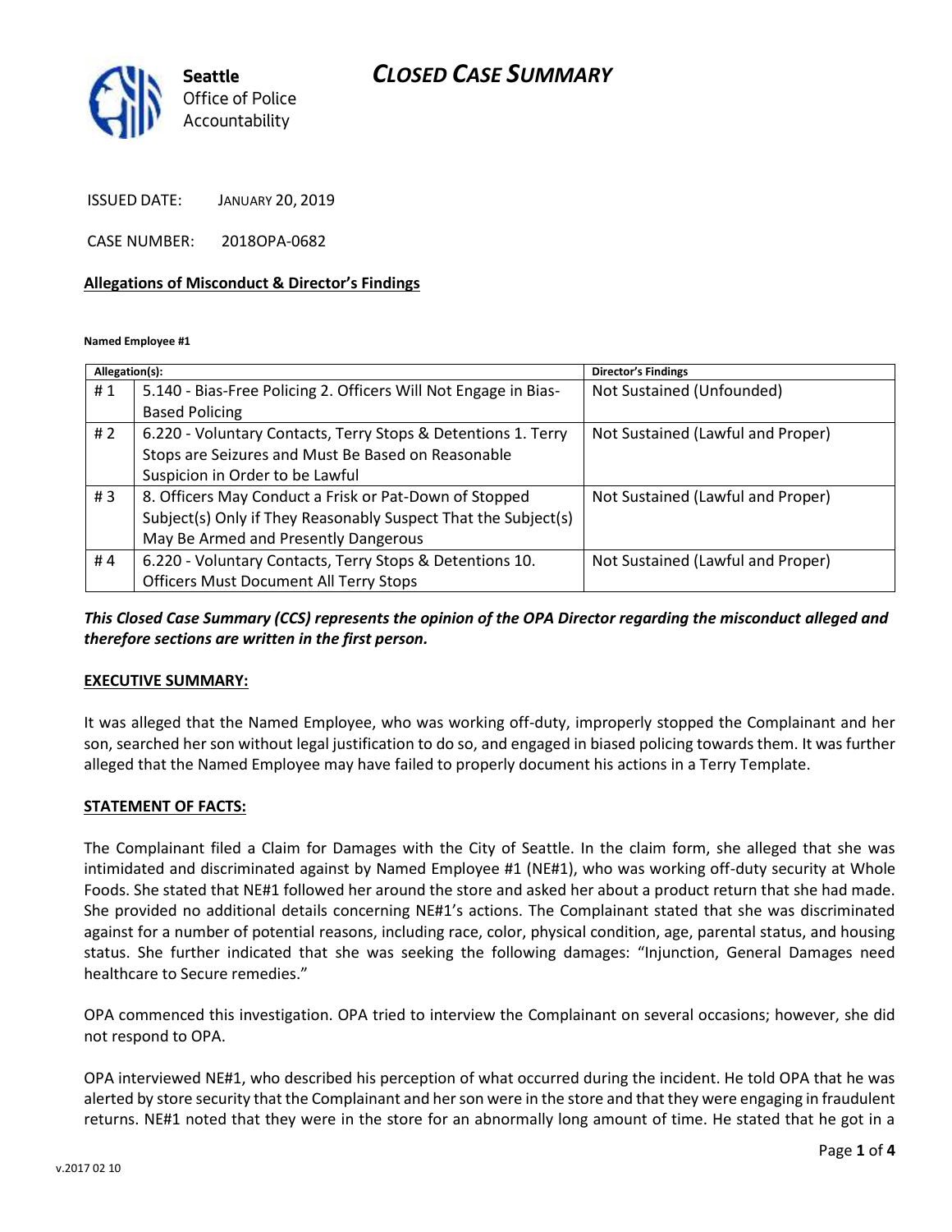# CLOSED CASE SUMMARY

**Seattle**
Office of Police Accountability

ISSUED DATE: JANUARY 20, 2019

CASE NUMBER: 2018OPA-0682

**Allegations of Misconduct & Director's Findings**

**Named Employee #1**

| Allegation(s): | | Director's Findings |
|---|---|---|
| # 1 | 5.140 - Bias-Free Policing 2. Officers Will Not Engage in Bias-Based Policing | Not Sustained (Unfounded) |
| # 2 | 6.220 - Voluntary Contacts, Terry Stops & Detentions 1. Terry Stops are Seizures and Must Be Based on Reasonable Suspicion in Order to be Lawful | Not Sustained (Lawful and Proper) |
| # 3 | 8. Officers May Conduct a Frisk or Pat-Down of Stopped Subject(s) Only if They Reasonably Suspect That the Subject(s) May Be Armed and Presently Dangerous | Not Sustained (Lawful and Proper) |
| # 4 | 6.220 - Voluntary Contacts, Terry Stops & Detentions 10. Officers Must Document All Terry Stops | Not Sustained (Lawful and Proper) |

***This Closed Case Summary (CCS) represents the opinion of the OPA Director regarding the misconduct alleged and therefore sections are written in the first person.***

**EXECUTIVE SUMMARY:**

It was alleged that the Named Employee, who was working off-duty, improperly stopped the Complainant and her son, searched her son without legal justification to do so, and engaged in biased policing towards them. It was further alleged that the Named Employee may have failed to properly document his actions in a Terry Template.

**STATEMENT OF FACTS:**

The Complainant filed a Claim for Damages with the City of Seattle. In the claim form, she alleged that she was intimidated and discriminated against by Named Employee #1 (NE#1), who was working off-duty security at Whole Foods. She stated that NE#1 followed her around the store and asked her about a product return that she had made. She provided no additional details concerning NE#1's actions. The Complainant stated that she was discriminated against for a number of potential reasons, including race, color, physical condition, age, parental status, and housing status. She further indicated that she was seeking the following damages: "Injunction, General Damages need healthcare to Secure remedies."

OPA commenced this investigation. OPA tried to interview the Complainant on several occasions; however, she did not respond to OPA.

OPA interviewed NE#1, who described his perception of what occurred during the incident. He told OPA that he was alerted by store security that the Complainant and her son were in the store and that they were engaging in fraudulent returns. NE#1 noted that they were in the store for an abnormally long amount of time. He stated that he got in a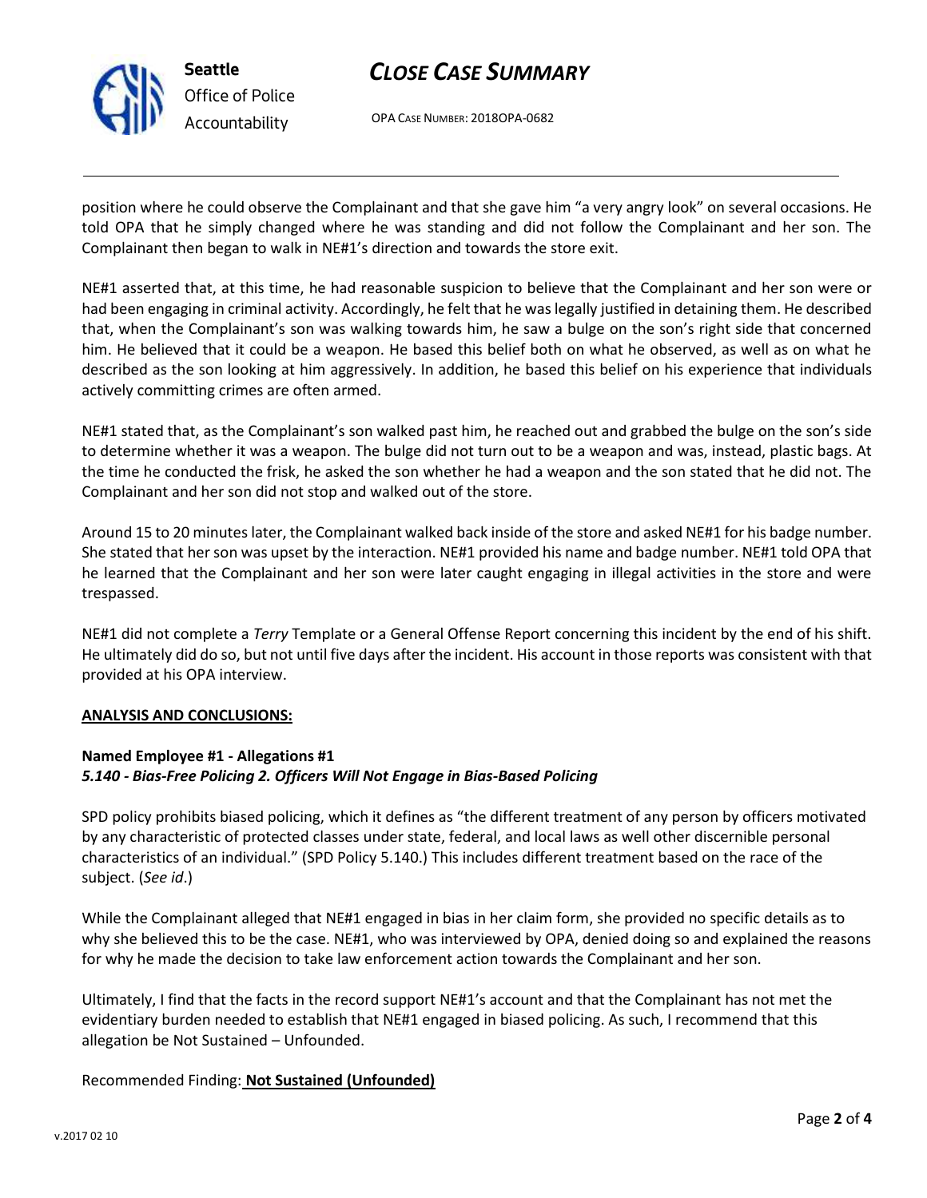position where he could observe the Complainant and that she gave him "a very angry look" on several occasions. He told OPA that he simply changed where he was standing and did not follow the Complainant and her son. The Complainant then began to walk in NE#1's direction and towards the store exit.

NE#1 asserted that, at this time, he had reasonable suspicion to believe that the Complainant and her son were or had been engaging in criminal activity. Accordingly, he felt that he was legally justified in detaining them. He described that, when the Complainant's son was walking towards him, he saw a bulge on the son's right side that concerned him. He believed that it could be a weapon. He based this belief both on what he observed, as well as on what he described as the son looking at him aggressively. In addition, he based this belief on his experience that individuals actively committing crimes are often armed.

NE#1 stated that, as the Complainant's son walked past him, he reached out and grabbed the bulge on the son's side to determine whether it was a weapon. The bulge did not turn out to be a weapon and was, instead, plastic bags. At the time he conducted the frisk, he asked the son whether he had a weapon and the son stated that he did not. The Complainant and her son did not stop and walked out of the store.

Around 15 to 20 minutes later, the Complainant walked back inside of the store and asked NE#1 for his badge number. She stated that her son was upset by the interaction. NE#1 provided his name and badge number. NE#1 told OPA that he learned that the Complainant and her son were later caught engaging in illegal activities in the store and were trespassed.

NE#1 did not complete a *Terry* Template or a General Offense Report concerning this incident by the end of his shift. He ultimately did do so, but not until five days after the incident. His account in those reports was consistent with that provided at his OPA interview.

**ANALYSIS AND CONCLUSIONS:**

**Named Employee #1 - Allegations #1**
***5.140 - Bias-Free Policing 2. Officers Will Not Engage in Bias-Based Policing***

SPD policy prohibits biased policing, which it defines as "the different treatment of any person by officers motivated by any characteristic of protected classes under state, federal, and local laws as well other discernible personal characteristics of an individual." (SPD Policy 5.140.) This includes different treatment based on the race of the subject. (*See id*.)

While the Complainant alleged that NE#1 engaged in bias in her claim form, she provided no specific details as to why she believed this to be the case. NE#1, who was interviewed by OPA, denied doing so and explained the reasons for why he made the decision to take law enforcement action towards the Complainant and her son.

Ultimately, I find that the facts in the record support NE#1's account and that the Complainant has not met the evidentiary burden needed to establish that NE#1 engaged in biased policing. As such, I recommend that this allegation be Not Sustained – Unfounded.

Recommended Finding: **Not Sustained (Unfounded)**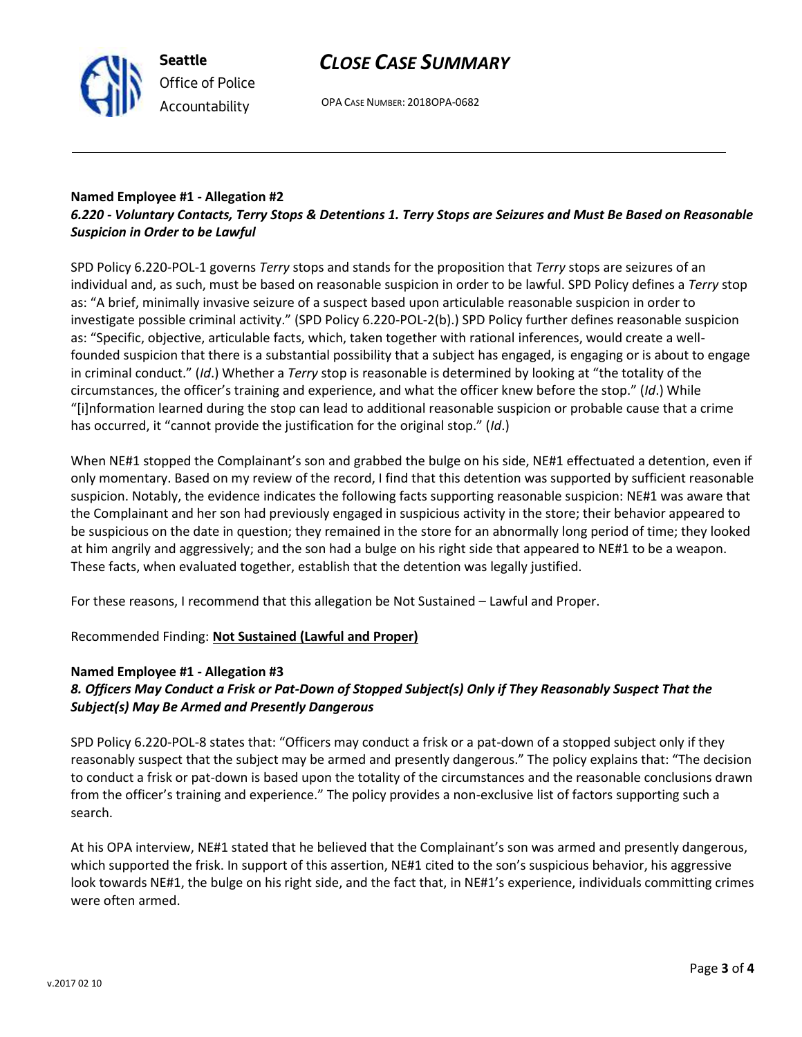**Named Employee #1 - Allegation #2**
***6.220 - Voluntary Contacts, Terry Stops & Detentions 1. Terry Stops are Seizures and Must Be Based on Reasonable Suspicion in Order to be Lawful***

SPD Policy 6.220-POL-1 governs *Terry* stops and stands for the proposition that *Terry* stops are seizures of an individual and, as such, must be based on reasonable suspicion in order to be lawful. SPD Policy defines a *Terry* stop as: "A brief, minimally invasive seizure of a suspect based upon articulable reasonable suspicion in order to investigate possible criminal activity." (SPD Policy 6.220-POL-2(b).) SPD Policy further defines reasonable suspicion as: "Specific, objective, articulable facts, which, taken together with rational inferences, would create a well-founded suspicion that there is a substantial possibility that a subject has engaged, is engaging or is about to engage in criminal conduct." (*Id*.) Whether a *Terry* stop is reasonable is determined by looking at "the totality of the circumstances, the officer's training and experience, and what the officer knew before the stop." (*Id*.) While "[i]nformation learned during the stop can lead to additional reasonable suspicion or probable cause that a crime has occurred, it "cannot provide the justification for the original stop." (*Id*.)

When NE#1 stopped the Complainant's son and grabbed the bulge on his side, NE#1 effectuated a detention, even if only momentary. Based on my review of the record, I find that this detention was supported by sufficient reasonable suspicion. Notably, the evidence indicates the following facts supporting reasonable suspicion: NE#1 was aware that the Complainant and her son had previously engaged in suspicious activity in the store; their behavior appeared to be suspicious on the date in question; they remained in the store for an abnormally long period of time; they looked at him angrily and aggressively; and the son had a bulge on his right side that appeared to NE#1 to be a weapon. These facts, when evaluated together, establish that the detention was legally justified.

For these reasons, I recommend that this allegation be Not Sustained – Lawful and Proper.

Recommended Finding: **Not Sustained (Lawful and Proper)**

**Named Employee #1 - Allegation #3**
***8. Officers May Conduct a Frisk or Pat-Down of Stopped Subject(s) Only if They Reasonably Suspect That the Subject(s) May Be Armed and Presently Dangerous***

SPD Policy 6.220-POL-8 states that: "Officers may conduct a frisk or a pat-down of a stopped subject only if they reasonably suspect that the subject may be armed and presently dangerous." The policy explains that: "The decision to conduct a frisk or pat-down is based upon the totality of the circumstances and the reasonable conclusions drawn from the officer's training and experience." The policy provides a non-exclusive list of factors supporting such a search.

At his OPA interview, NE#1 stated that he believed that the Complainant's son was armed and presently dangerous, which supported the frisk. In support of this assertion, NE#1 cited to the son's suspicious behavior, his aggressive look towards NE#1, the bulge on his right side, and the fact that, in NE#1's experience, individuals committing crimes were often armed.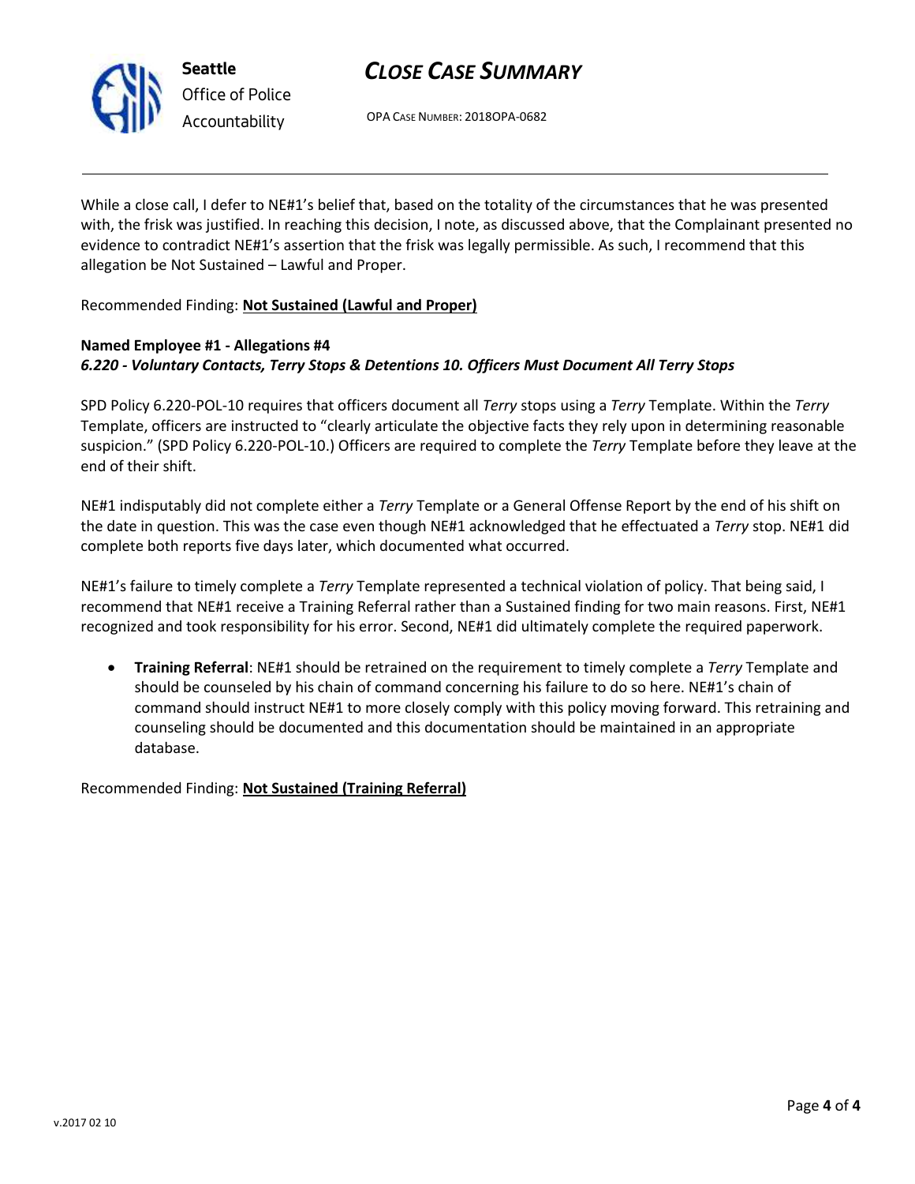While a close call, I defer to NE#1's belief that, based on the totality of the circumstances that he was presented with, the frisk was justified. In reaching this decision, I note, as discussed above, that the Complainant presented no evidence to contradict NE#1's assertion that the frisk was legally permissible. As such, I recommend that this allegation be Not Sustained – Lawful and Proper.

Recommended Finding: **Not Sustained (Lawful and Proper)**

**Named Employee #1 - Allegations #4**
***6.220 - Voluntary Contacts, Terry Stops & Detentions 10. Officers Must Document All Terry Stops***

SPD Policy 6.220-POL-10 requires that officers document all *Terry* stops using a *Terry* Template. Within the *Terry* Template, officers are instructed to "clearly articulate the objective facts they rely upon in determining reasonable suspicion." (SPD Policy 6.220-POL-10.) Officers are required to complete the *Terry* Template before they leave at the end of their shift.

NE#1 indisputably did not complete either a *Terry* Template or a General Offense Report by the end of his shift on the date in question. This was the case even though NE#1 acknowledged that he effectuated a *Terry* stop. NE#1 did complete both reports five days later, which documented what occurred.

NE#1's failure to timely complete a *Terry* Template represented a technical violation of policy. That being said, I recommend that NE#1 receive a Training Referral rather than a Sustained finding for two main reasons. First, NE#1 recognized and took responsibility for his error. Second, NE#1 did ultimately complete the required paperwork.

- **Training Referral**: NE#1 should be retrained on the requirement to timely complete a *Terry* Template and should be counseled by his chain of command concerning his failure to do so here. NE#1's chain of command should instruct NE#1 to more closely comply with this policy moving forward. This retraining and counseling should be documented and this documentation should be maintained in an appropriate database.

Recommended Finding: **Not Sustained (Training Referral)**